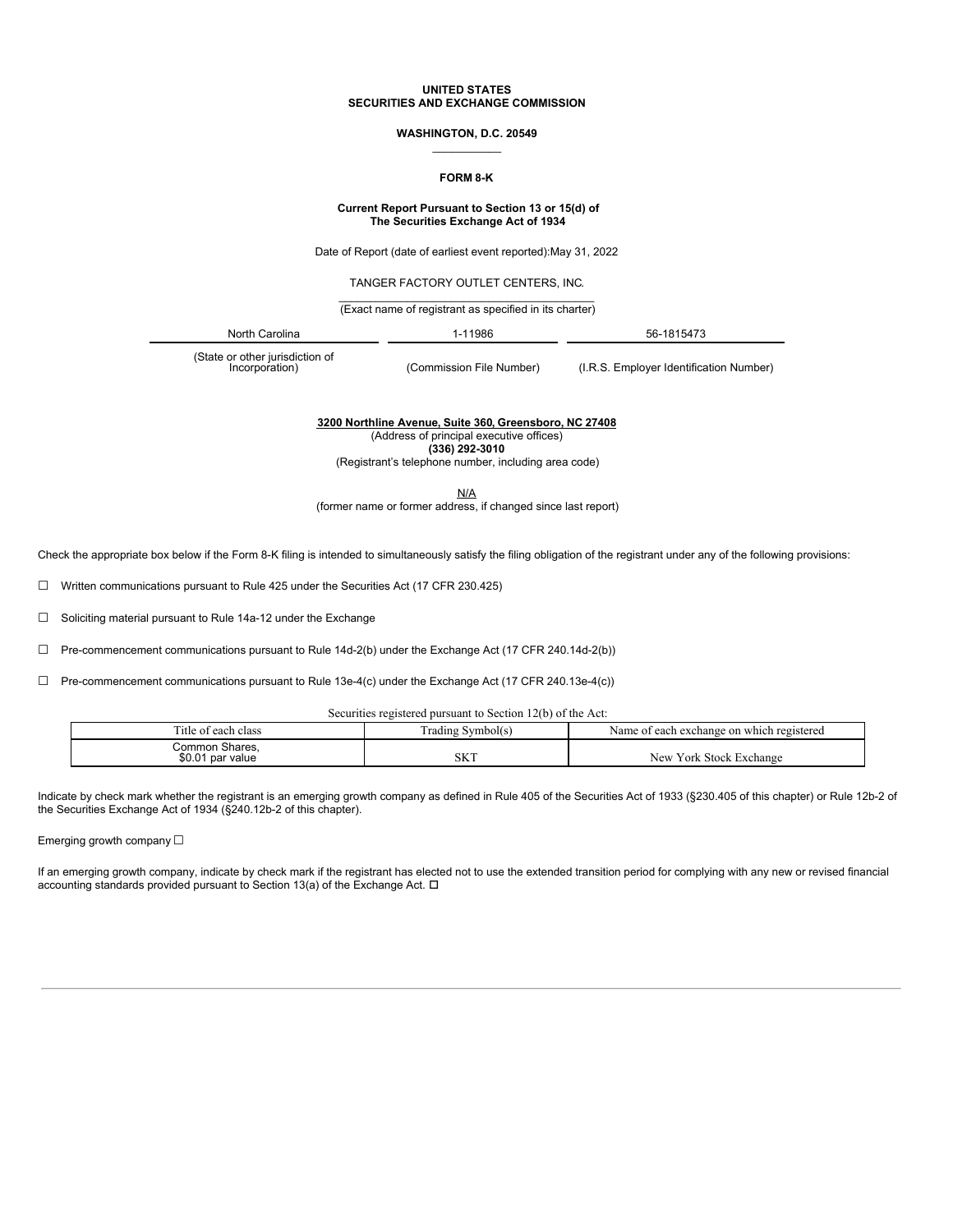**UNITED STATES**
**SECURITIES AND EXCHANGE COMMISSION**

**WASHINGTON, D.C. 20549**

---

**FORM 8-K**

**Current Report Pursuant to Section 13 or 15(d) of**
**The Securities Exchange Act of 1934**

Date of Report (date of earliest event reported):May 31, 2022

TANGER FACTORY OUTLET CENTERS, INC.

(Exact name of registrant as specified in its charter)

| North Carolina | 1-11986 | 56-1815473 |
| --- | --- | --- |
| (State or other jurisdiction of Incorporation) | (Commission File Number) | (I.R.S. Employer Identification Number) |

**3200 Northline Avenue, Suite 360, Greensboro, NC 27408**
(Address of principal executive offices)
**(336) 292-3010**
(Registrant's telephone number, including area code)

N/A
(former name or former address, if changed since last report)

Check the appropriate box below if the Form 8-K filing is intended to simultaneously satisfy the filing obligation of the registrant under any of the following provisions:

☐ Written communications pursuant to Rule 425 under the Securities Act (17 CFR 230.425)

☐ Soliciting material pursuant to Rule 14a-12 under the Exchange

☐ Pre-commencement communications pursuant to Rule 14d-2(b) under the Exchange Act (17 CFR 240.14d-2(b))

☐ Pre-commencement communications pursuant to Rule 13e-4(c) under the Exchange Act (17 CFR 240.13e-4(c))

Securities registered pursuant to Section 12(b) of the Act:

| Title of each class | Trading Symbol(s) | Name of each exchange on which registered |
| --- | --- | --- |
| Common Shares, $0.01 par value | SKT | New York Stock Exchange |

Indicate by check mark whether the registrant is an emerging growth company as defined in Rule 405 of the Securities Act of 1933 (§230.405 of this chapter) or Rule 12b-2 of the Securities Exchange Act of 1934 (§240.12b-2 of this chapter).

Emerging growth company ☐

If an emerging growth company, indicate by check mark if the registrant has elected not to use the extended transition period for complying with any new or revised financial accounting standards provided pursuant to Section 13(a) of the Exchange Act. ☐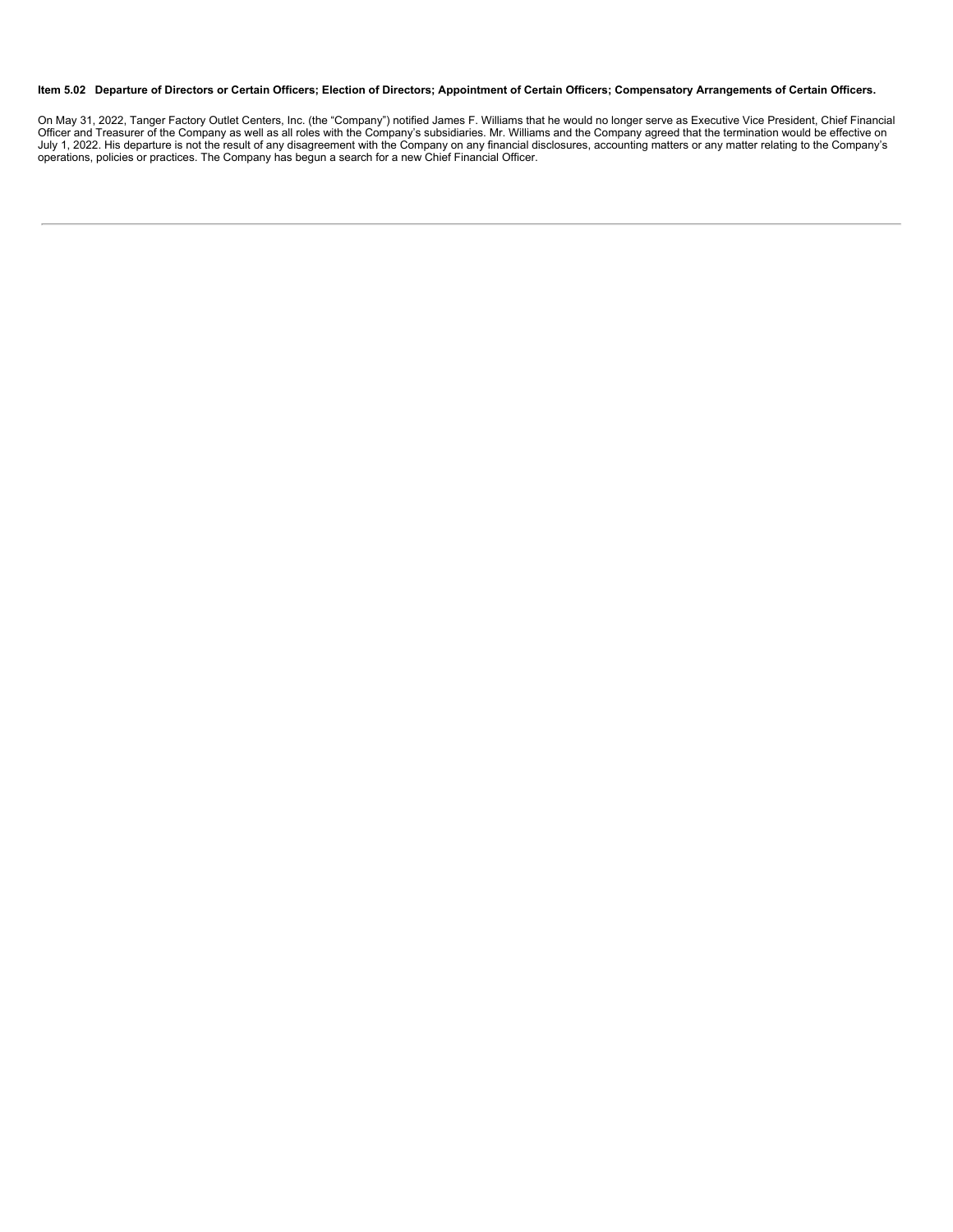**Item 5.02 Departure of Directors or Certain Officers; Election of Directors; Appointment of Certain Officers; Compensatory Arrangements of Certain Officers.**

On May 31, 2022, Tanger Factory Outlet Centers, Inc. (the "Company") notified James F. Williams that he would no longer serve as Executive Vice President, Chief Financial Officer and Treasurer of the Company as well as all roles with the Company's subsidiaries. Mr. Williams and the Company agreed that the termination would be effective on July 1, 2022. His departure is not the result of any disagreement with the Company on any financial disclosures, accounting matters or any matter relating to the Company's operations, policies or practices. The Company has begun a search for a new Chief Financial Officer.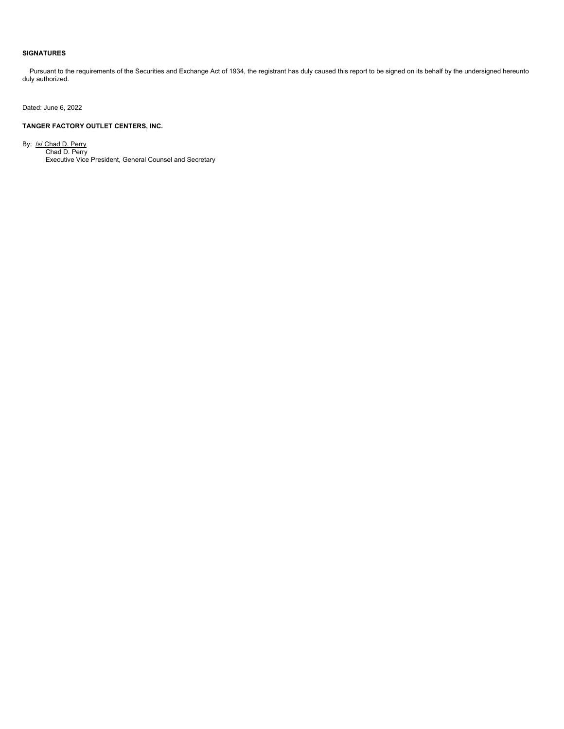**SIGNATURES**

Pursuant to the requirements of the Securities and Exchange Act of 1934, the registrant has duly caused this report to be signed on its behalf by the undersigned hereunto duly authorized.

Dated: June 6, 2022

**TANGER FACTORY OUTLET CENTERS, INC.**

By: /s/ Chad D. Perry
Chad D. Perry
Executive Vice President, General Counsel and Secretary